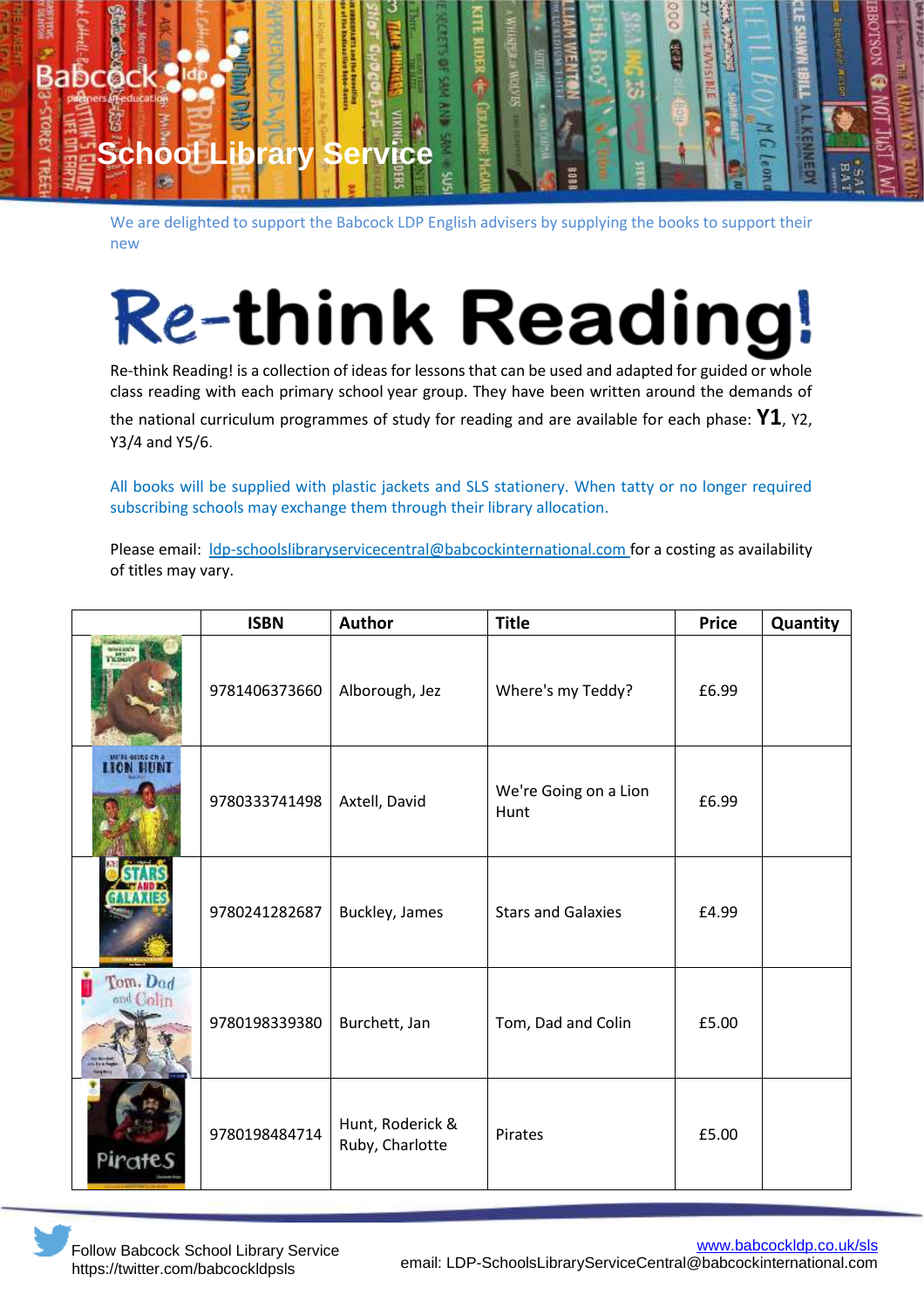# School Library Service

We are delighted to support the Babcock LDP English advisers by supplying the books to support their new

# Re-think Reading!

Re-think Reading! is a collection of ideas for lessons that can be used and adapted for guided or whole class reading with each primary school year group. They have been written around the demands of the national curriculum programmes of study for reading and are available for each phase: **Y1**, Y2, Y3/4 and Y5/6.

All books will be supplied with plastic jackets and SLS stationery. When tatty or no longer required subscribing schools may exchange them through their library allocation.

Please email: ldp-schoolslibraryservicecentral@babcockinternational.com for a costing as availability of titles may vary.

| | ISBN | Author | Title | Price | Quantity |
|---|---|---|---|---|---|
| | 9781406373660 | Alborough, Jez | Where's my Teddy? | £6.99 | |
| | 9780333741498 | Axtell, David | We're Going on a Lion Hunt | £6.99 | |
| | 9780241282687 | Buckley, James | Stars and Galaxies | £4.99 | |
| | 9780198339380 | Burchett, Jan | Tom, Dad and Colin | £5.00 | |
| | 9780198484714 | Hunt, Roderick & Ruby, Charlotte | Pirates | £5.00 | |

Follow Babcock School Library Service https://twitter.com/babcockldpsls

www.babcockldp.co.uk/sls
email: LDP-SchoolsLibraryServiceCentral@babcockinternational.com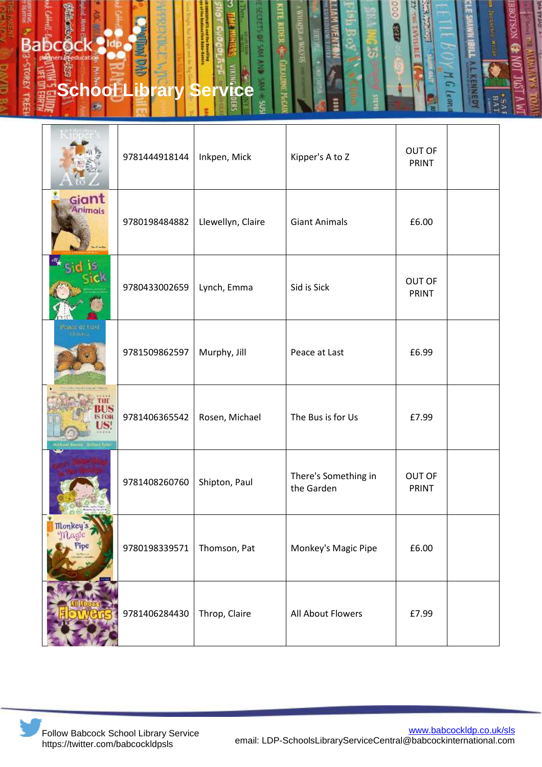|  | 9781444918144 | Inkpen, Mick | Kipper's A to Z | OUT OF PRINT |  |
|---|---|---|---|---|---|
|  | 9780198484882 | Llewellyn, Claire | Giant Animals | £6.00 |  |
|  | 9780433002659 | Lynch, Emma | Sid is Sick | OUT OF PRINT |  |
|  | 9781509862597 | Murphy, Jill | Peace at Last | £6.99 |  |
|  | 9781406365542 | Rosen, Michael | The Bus is for Us | £7.99 |  |
|  | 9781408260760 | Shipton, Paul | There's Something in the Garden | OUT OF PRINT |  |
|  | 9780198339571 | Thomson, Pat | Monkey's Magic Pipe | £6.00 |  |
|  | 9781406284430 | Throp, Claire | All About Flowers | £7.99 |  |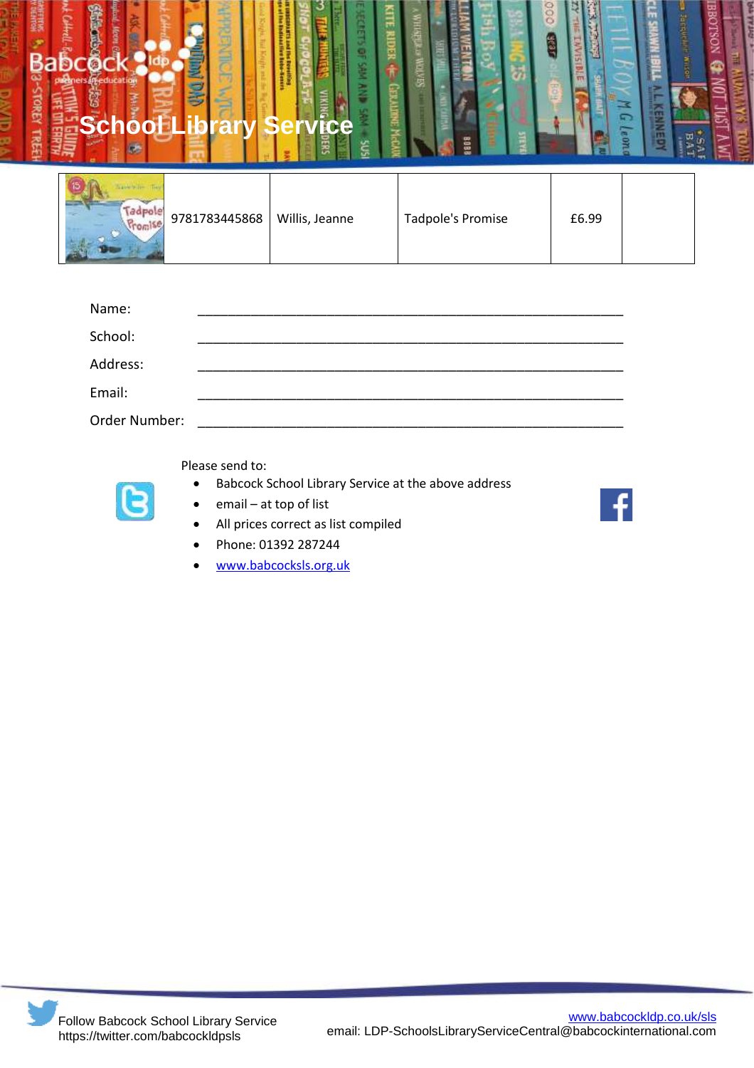# School Library Service

| | | | | | |
|---|---|---|---|---|---|
| | 9781783445868 | Willis, Jeanne | Tadpole's Promise | £6.99 | |

Name: ____________________________________________________________

School: ____________________________________________________________

Address: ____________________________________________________________

Email: ____________________________________________________________

Order Number: ____________________________________________________________

Please send to:

- Babcock School Library Service at the above address
- email – at top of list
- All prices correct as list compiled
- Phone: 01392 287244
- www.babcocksls.org.uk

Follow Babcock School Library Service
https://twitter.com/babcockldpsls

www.babcockldp.co.uk/sls
email: LDP-SchoolsLibraryServiceCentral@babcockinternational.com